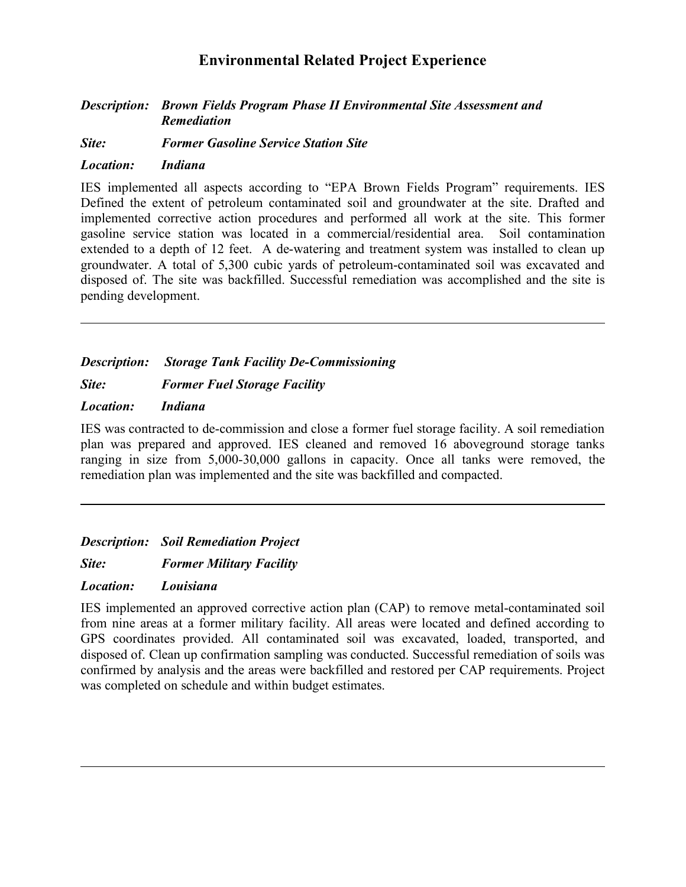# Environmental Related Project Experience

***Description:*** ***Brown Fields Program Phase II Environmental Site Assessment and Remediation***

***Site:*** ***Former Gasoline Service Station Site***

***Location:*** ***Indiana***

IES implemented all aspects according to "EPA Brown Fields Program" requirements. IES Defined the extent of petroleum contaminated soil and groundwater at the site. Drafted and implemented corrective action procedures and performed all work at the site. This former gasoline service station was located in a commercial/residential area. Soil contamination extended to a depth of 12 feet. A de-watering and treatment system was installed to clean up groundwater. A total of 5,300 cubic yards of petroleum-contaminated soil was excavated and disposed of. The site was backfilled. Successful remediation was accomplished and the site is pending development.

---

***Description:*** ***Storage Tank Facility De-Commissioning***

***Site:*** ***Former Fuel Storage Facility***

***Location:*** ***Indiana***

IES was contracted to de-commission and close a former fuel storage facility. A soil remediation plan was prepared and approved. IES cleaned and removed 16 aboveground storage tanks ranging in size from 5,000-30,000 gallons in capacity. Once all tanks were removed, the remediation plan was implemented and the site was backfilled and compacted.

---

***Description:*** ***Soil Remediation Project***

***Site:*** ***Former Military Facility***

***Location:*** ***Louisiana***

IES implemented an approved corrective action plan (CAP) to remove metal-contaminated soil from nine areas at a former military facility. All areas were located and defined according to GPS coordinates provided. All contaminated soil was excavated, loaded, transported, and disposed of. Clean up confirmation sampling was conducted. Successful remediation of soils was confirmed by analysis and the areas were backfilled and restored per CAP requirements. Project was completed on schedule and within budget estimates.

---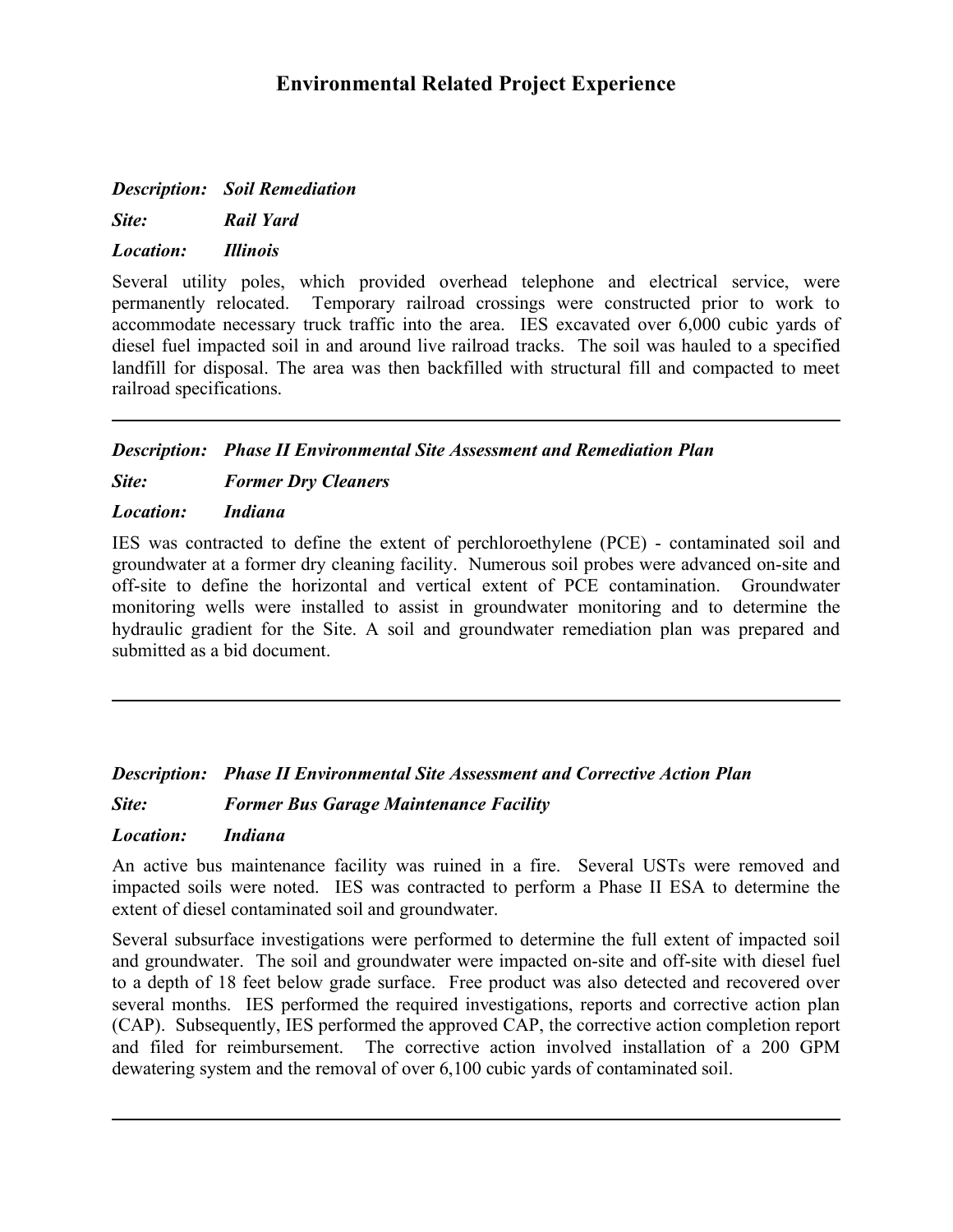# Environmental Related Project Experience

***Description:*** ***Soil Remediation***

***Site:*** ***Rail Yard***

***Location:*** ***Illinois***

Several utility poles, which provided overhead telephone and electrical service, were permanently relocated. Temporary railroad crossings were constructed prior to work to accommodate necessary truck traffic into the area. IES excavated over 6,000 cubic yards of diesel fuel impacted soil in and around live railroad tracks. The soil was hauled to a specified landfill for disposal. The area was then backfilled with structural fill and compacted to meet railroad specifications.

---

***Description:*** ***Phase II Environmental Site Assessment and Remediation Plan***

***Site:*** ***Former Dry Cleaners***

***Location:*** ***Indiana***

IES was contracted to define the extent of perchloroethylene (PCE) - contaminated soil and groundwater at a former dry cleaning facility. Numerous soil probes were advanced on-site and off-site to define the horizontal and vertical extent of PCE contamination. Groundwater monitoring wells were installed to assist in groundwater monitoring and to determine the hydraulic gradient for the Site. A soil and groundwater remediation plan was prepared and submitted as a bid document.

---

***Description:*** ***Phase II Environmental Site Assessment and Corrective Action Plan***

***Site:*** ***Former Bus Garage Maintenance Facility***

***Location:*** ***Indiana***

An active bus maintenance facility was ruined in a fire. Several USTs were removed and impacted soils were noted. IES was contracted to perform a Phase II ESA to determine the extent of diesel contaminated soil and groundwater.

Several subsurface investigations were performed to determine the full extent of impacted soil and groundwater. The soil and groundwater were impacted on-site and off-site with diesel fuel to a depth of 18 feet below grade surface. Free product was also detected and recovered over several months. IES performed the required investigations, reports and corrective action plan (CAP). Subsequently, IES performed the approved CAP, the corrective action completion report and filed for reimbursement. The corrective action involved installation of a 200 GPM dewatering system and the removal of over 6,100 cubic yards of contaminated soil.

---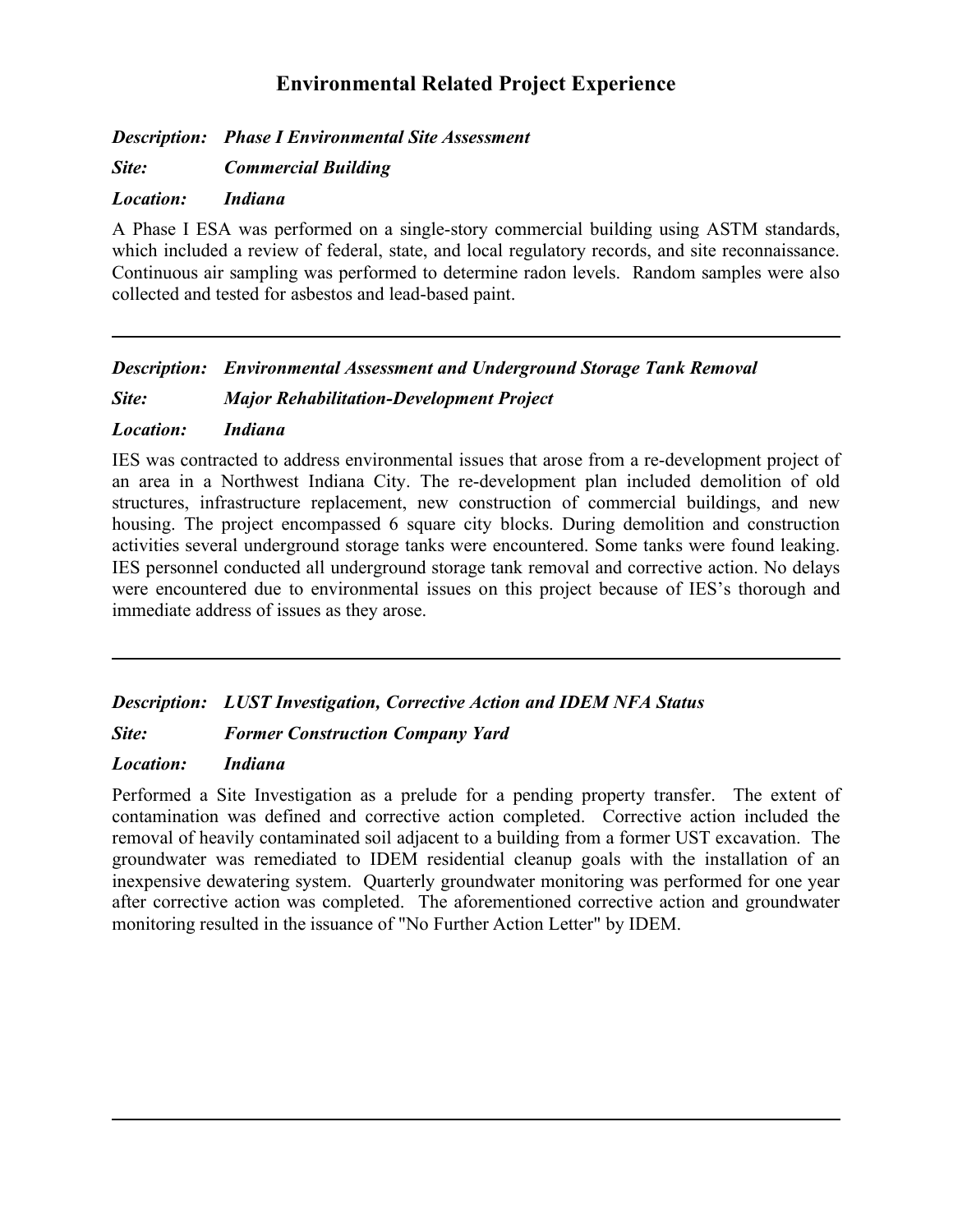## Environmental Related Project Experience

***Description:*** ***Phase I Environmental Site Assessment***

***Site:*** ***Commercial Building***

***Location:*** ***Indiana***

A Phase I ESA was performed on a single-story commercial building using ASTM standards, which included a review of federal, state, and local regulatory records, and site reconnaissance. Continuous air sampling was performed to determine radon levels. Random samples were also collected and tested for asbestos and lead-based paint.

---

***Description:*** ***Environmental Assessment and Underground Storage Tank Removal***

***Site:*** ***Major Rehabilitation-Development Project***

***Location:*** ***Indiana***

IES was contracted to address environmental issues that arose from a re-development project of an area in a Northwest Indiana City. The re-development plan included demolition of old structures, infrastructure replacement, new construction of commercial buildings, and new housing. The project encompassed 6 square city blocks. During demolition and construction activities several underground storage tanks were encountered. Some tanks were found leaking. IES personnel conducted all underground storage tank removal and corrective action. No delays were encountered due to environmental issues on this project because of IES's thorough and immediate address of issues as they arose.

---

***Description:*** ***LUST Investigation, Corrective Action and IDEM NFA Status***

***Site:*** ***Former Construction Company Yard***

***Location:*** ***Indiana***

Performed a Site Investigation as a prelude for a pending property transfer. The extent of contamination was defined and corrective action completed. Corrective action included the removal of heavily contaminated soil adjacent to a building from a former UST excavation. The groundwater was remediated to IDEM residential cleanup goals with the installation of an inexpensive dewatering system. Quarterly groundwater monitoring was performed for one year after corrective action was completed. The aforementioned corrective action and groundwater monitoring resulted in the issuance of "No Further Action Letter" by IDEM.

---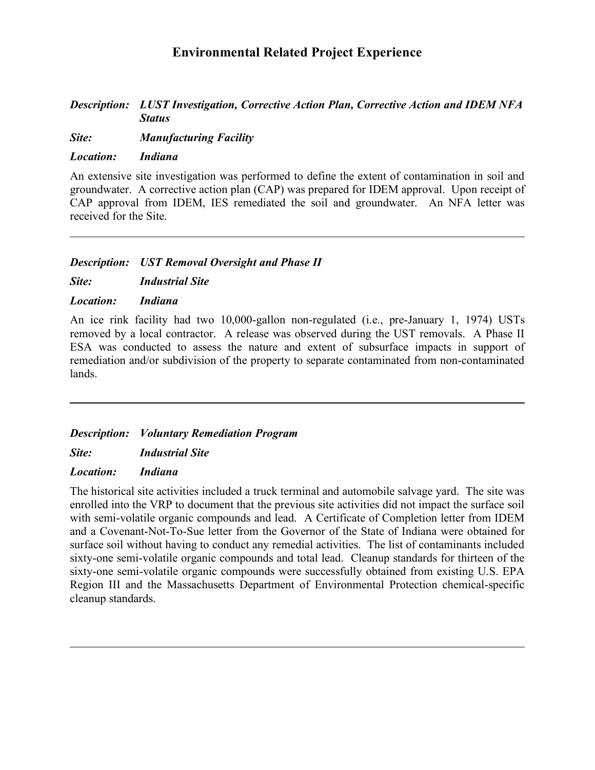## Environmental Related Project Experience

***Description:*** ***LUST Investigation, Corrective Action Plan, Corrective Action and IDEM NFA Status***

***Site:*** ***Manufacturing Facility***

***Location:*** ***Indiana***

An extensive site investigation was performed to define the extent of contamination in soil and groundwater. A corrective action plan (CAP) was prepared for IDEM approval. Upon receipt of CAP approval from IDEM, IES remediated the soil and groundwater. An NFA letter was received for the Site.

---

***Description:*** ***UST Removal Oversight and Phase II***

***Site:*** ***Industrial Site***

***Location:*** ***Indiana***

An ice rink facility had two 10,000-gallon non-regulated (i.e., pre-January 1, 1974) USTs removed by a local contractor. A release was observed during the UST removals. A Phase II ESA was conducted to assess the nature and extent of subsurface impacts in support of remediation and/or subdivision of the property to separate contaminated from non-contaminated lands.

---

***Description:*** ***Voluntary Remediation Program***

***Site:*** ***Industrial Site***

***Location:*** ***Indiana***

The historical site activities included a truck terminal and automobile salvage yard. The site was enrolled into the VRP to document that the previous site activities did not impact the surface soil with semi-volatile organic compounds and lead. A Certificate of Completion letter from IDEM and a Covenant-Not-To-Sue letter from the Governor of the State of Indiana were obtained for surface soil without having to conduct any remedial activities. The list of contaminants included sixty-one semi-volatile organic compounds and total lead. Cleanup standards for thirteen of the sixty-one semi-volatile organic compounds were successfully obtained from existing U.S. EPA Region III and the Massachusetts Department of Environmental Protection chemical-specific cleanup standards.

---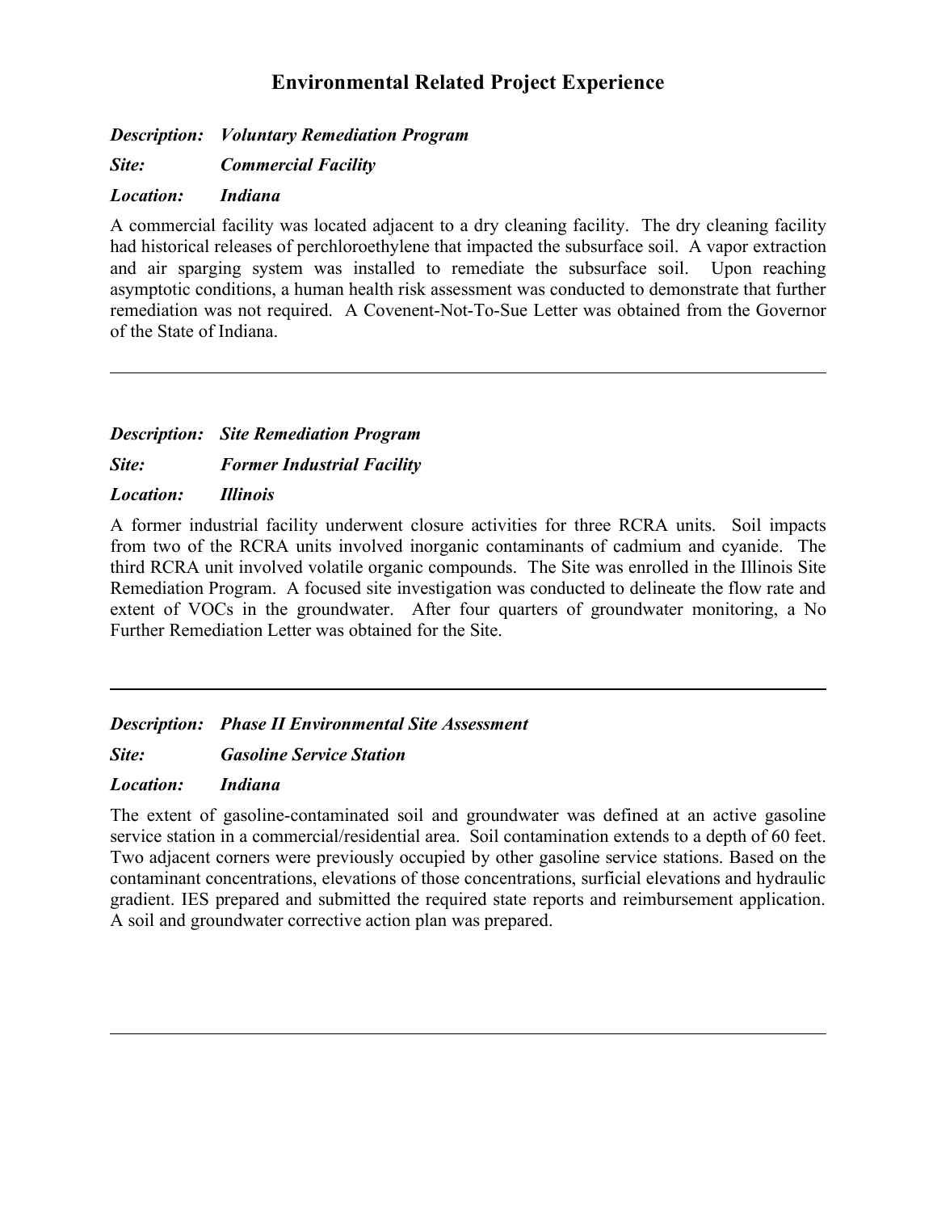## Environmental Related Project Experience

***Description:*** ***Voluntary Remediation Program***

***Site:*** ***Commercial Facility***

***Location:*** ***Indiana***

A commercial facility was located adjacent to a dry cleaning facility. The dry cleaning facility had historical releases of perchloroethylene that impacted the subsurface soil. A vapor extraction and air sparging system was installed to remediate the subsurface soil. Upon reaching asymptotic conditions, a human health risk assessment was conducted to demonstrate that further remediation was not required. A Covenent-Not-To-Sue Letter was obtained from the Governor of the State of Indiana.

---

***Description:*** ***Site Remediation Program***

***Site:*** ***Former Industrial Facility***

***Location:*** ***Illinois***

A former industrial facility underwent closure activities for three RCRA units. Soil impacts from two of the RCRA units involved inorganic contaminants of cadmium and cyanide. The third RCRA unit involved volatile organic compounds. The Site was enrolled in the Illinois Site Remediation Program. A focused site investigation was conducted to delineate the flow rate and extent of VOCs in the groundwater. After four quarters of groundwater monitoring, a No Further Remediation Letter was obtained for the Site.

---

***Description:*** ***Phase II Environmental Site Assessment***

***Site:*** ***Gasoline Service Station***

***Location:*** ***Indiana***

The extent of gasoline-contaminated soil and groundwater was defined at an active gasoline service station in a commercial/residential area. Soil contamination extends to a depth of 60 feet. Two adjacent corners were previously occupied by other gasoline service stations. Based on the contaminant concentrations, elevations of those concentrations, surficial elevations and hydraulic gradient. IES prepared and submitted the required state reports and reimbursement application. A soil and groundwater corrective action plan was prepared.

---